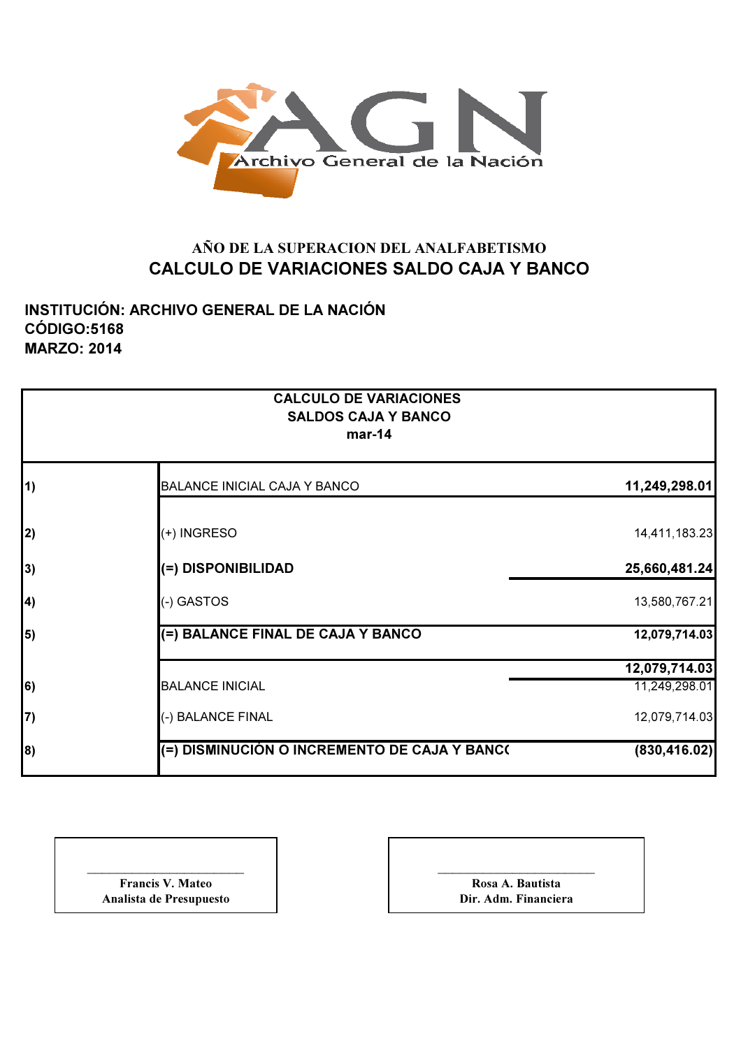Archivo General de la Nación

**AÑO DE LA SUPERACION DEL ANALFABETISMO**

## CALCULO DE VARIACIONES SALDO CAJA Y BANCO

**INSTITUCIÓN: ARCHIVO GENERAL DE LA NACIÓN**
**CÓDIGO:5168**
**MARZO: 2014**

| CALCULO DE VARIACIONES SALDOS CAJA Y BANCO mar-14 | | |
|---|---|---|
| 1) | BALANCE INICIAL CAJA Y BANCO | **11,249,298.01** |
| 2) | (+) INGRESO | 14,411,183.23 |
| 3) | **(=) DISPONIBILIDAD** | **25,660,481.24** |
| 4) | (-) GASTOS | 13,580,767.21 |
| 5) | **(=) BALANCE FINAL DE CAJA Y BANCO** | **12,079,714.03** |
| | | **12,079,714.03** |
| 6) | BALANCE INICIAL | 11,249,298.01 |
| 7) | (-) BALANCE FINAL | 12,079,714.03 |
| 8) | **(=) DISMINUCIÓN O INCREMENTO DE CAJA Y BANC(** | **(830,416.02)** |

______________________
**Francis V. Mateo**
**Analista de Presupuesto**

______________________
**Rosa A. Bautista**
**Dir. Adm. Financiera**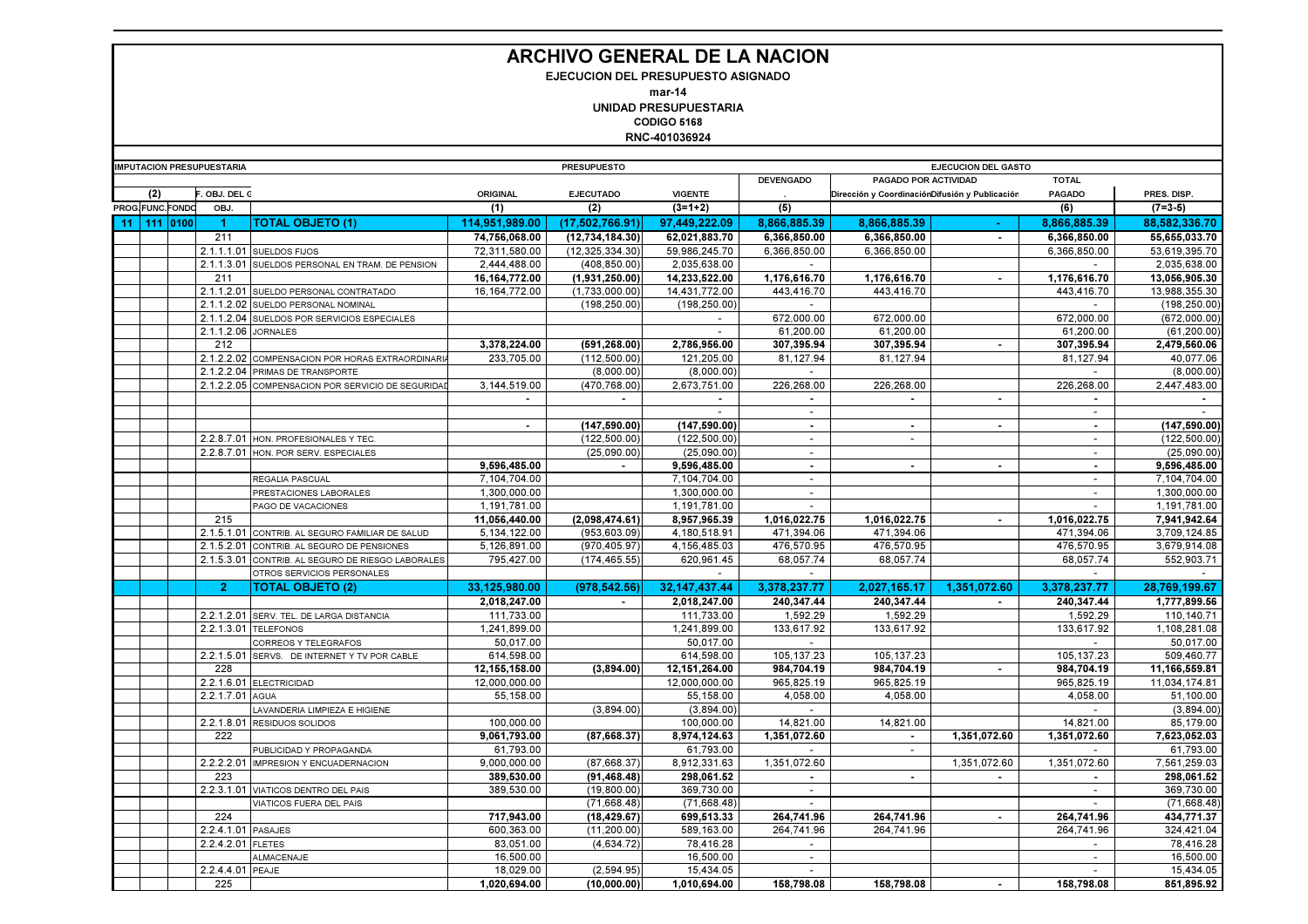# ARCHIVO GENERAL DE LA NACION

**EJECUCION DEL PRESUPUESTO ASIGNADO**

**mar-14**

**UNIDAD PRESUPUESTARIA**

**CODIGO 5168**

**RNC-401036924**

| IMPUTACION PRESUPUESTARIA | | | | | PRESUPUESTO | | | EJECUCION DEL GASTO | | | | |
|---|---|---|---|---|---|---|---|---|---|---|---|---|
| | | | | | | | | DEVENGADO | PAGADO POR ACTIVIDAD | | TOTAL | |
| (2) | | | F. OBJ. DEL G | | ORIGINAL | EJECUTADO | VIGENTE | | Dirección y Coordinación | Difusión y Publicación | PAGADO | PRES. DISP. |
| PROG. | FUNC. | FONDO | OBJ. | | (1) | (2) | (3=1+2) | (5) | | | (6) | (7=3-5) |
| 11 | 111 | 0100 | 1 | **TOTAL OBJETO (1)** | **114,951,989.00** | **(17,502,766.91)** | **97,449,222.09** | **8,866,885.39** | **8,866,885.39** | **-** | **8,866,885.39** | **88,582,336.70** |
| | | | 211 | | **74,756,068.00** | **(12,734,184.30)** | **62,021,883.70** | **6,366,850.00** | **6,366,850.00** | **-** | **6,366,850.00** | **55,655,033.70** |
| | | | 2.1.1.1.01 | SUELDOS FIJOS | 72,311,580.00 | (12,325,334.30) | 59,986,245.70 | 6,366,850.00 | 6,366,850.00 | | 6,366,850.00 | 53,619,395.70 |
| | | | 2.1.1.3.01 | SUELDOS PERSONAL EN TRAM. DE PENSION | 2,444,488.00 | (408,850.00) | 2,035,638.00 | - | | | - | 2,035,638.00 |
| | | | 211 | | **16,164,772.00** | **(1,931,250.00)** | **14,233,522.00** | **1,176,616.70** | **1,176,616.70** | **-** | **1,176,616.70** | **13,056,905.30** |
| | | | 2.1.1.2.01 | SUELDO PERSONAL CONTRATADO | 16,164,772.00 | (1,733,000.00) | 14,431,772.00 | 443,416.70 | 443,416.70 | | 443,416.70 | 13,988,355.30 |
| | | | 2.1.1.2.02 | SUELDO PERSONAL NOMINAL | | (198,250.00) | (198,250.00) | - | | | - | (198,250.00) |
| | | | 2.1.1.2.04 | SUELDOS POR SERVICIOS ESPECIALES | | | - | 672,000.00 | 672,000.00 | | 672,000.00 | (672,000.00) |
| | | | 2.1.1.2.06 | JORNALES | | | - | 61,200.00 | 61,200.00 | | 61,200.00 | (61,200.00) |
| | | | 212 | | **3,378,224.00** | **(591,268.00)** | **2,786,956.00** | **307,395.94** | **307,395.94** | **-** | **307,395.94** | **2,479,560.06** |
| | | | 2.1.2.2.02 | COMPENSACION POR HORAS EXTRAORDINARIA | 233,705.00 | (112,500.00) | 121,205.00 | 81,127.94 | 81,127.94 | | 81,127.94 | 40,077.06 |
| | | | 2.1.2.2.04 | PRIMAS DE TRANSPORTE | | (8,000.00) | (8,000.00) | - | | | - | (8,000.00) |
| | | | 2.1.2.2.05 | COMPENSACION POR SERVICIO DE SEGURIDAD | 3,144,519.00 | (470,768.00) | 2,673,751.00 | 226,268.00 | 226,268.00 | | 226,268.00 | 2,447,483.00 |
| | | | | | **-** | **-** | **-** | **-** | **-** | **-** | **-** | **-** |
| | | | | | | | - | - | | | - | - |
| | | | | | **-** | **(147,590.00)** | **(147,590.00)** | **-** | **-** | **-** | **-** | **(147,590.00)** |
| | | | 2.2.8.7.01 | HON. PROFESIONALES Y TEC. | | (122,500.00) | (122,500.00) | - | - | | - | (122,500.00) |
| | | | 2.2.8.7.01 | HON. POR SERV. ESPECIALES | | (25,090.00) | (25,090.00) | - | | | - | (25,090.00) |
| | | | | | **9,596,485.00** | **-** | **9,596,485.00** | **-** | **-** | **-** | **-** | **9,596,485.00** |
| | | | | REGALIA PASCUAL | 7,104,704.00 | | 7,104,704.00 | - | | | - | 7,104,704.00 |
| | | | | PRESTACIONES LABORALES | 1,300,000.00 | | 1,300,000.00 | - | | | - | 1,300,000.00 |
| | | | | PAGO DE VACACIONES | 1,191,781.00 | | 1,191,781.00 | - | | | - | 1,191,781.00 |
| | | | 215 | | **11,056,440.00** | **(2,098,474.61)** | **8,957,965.39** | **1,016,022.75** | **1,016,022.75** | **-** | **1,016,022.75** | **7,941,942.64** |
| | | | 2.1.5.1.01 | CONTRIB. AL SEGURO FAMILIAR DE SALUD | 5,134,122.00 | (953,603.09) | 4,180,518.91 | 471,394.06 | 471,394.06 | | 471,394.06 | 3,709,124.85 |
| | | | 2.1.5.2.01 | CONTRIB. AL SEGURO DE PENSIONES | 5,126,891.00 | (970,405.97) | 4,156,485.03 | 476,570.95 | 476,570.95 | | 476,570.95 | 3,679,914.08 |
| | | | 2.1.5.3.01 | CONTRIB. AL SEGURO DE RIESGO LABORALES | 795,427.00 | (174,465.55) | 620,961.45 | 68,057.74 | 68,057.74 | | 68,057.74 | 552,903.71 |
| | | | | OTROS SERVICIOS PERSONALES | | | - | - | | | - | - |
| | | | 2 | **TOTAL OBJETO (2)** | **33,125,980.00** | **(978,542.56)** | **32,147,437.44** | **3,378,237.77** | **2,027,165.17** | **1,351,072.60** | **3,378,237.77** | **28,769,199.67** |
| | | | | | **2,018,247.00** | **-** | **2,018,247.00** | **240,347.44** | **240,347.44** | **-** | **240,347.44** | **1,777,899.56** |
| | | | 2.2.1.2.01 | SERV. TEL. DE LARGA DISTANCIA | 111,733.00 | | 111,733.00 | 1,592.29 | 1,592.29 | | 1,592.29 | 110,140.71 |
| | | | 2.2.1.3.01 | TELEFONOS | 1,241,899.00 | | 1,241,899.00 | 133,617.92 | 133,617.92 | | 133,617.92 | 1,108,281.08 |
| | | | | CORREOS Y TELEGRAFOS | 50,017.00 | | 50,017.00 | - | | | - | 50,017.00 |
| | | | 2.2.1.5.01 | SERVS. DE INTERNET Y TV POR CABLE | 614,598.00 | | 614,598.00 | 105,137.23 | 105,137.23 | | 105,137.23 | 509,460.77 |
| | | | 228 | | **12,155,158.00** | **(3,894.00)** | **12,151,264.00** | **984,704.19** | **984,704.19** | **-** | **984,704.19** | **11,166,559.81** |
| | | | 2.2.1.6.01 | ELECTRICIDAD | 12,000,000.00 | | 12,000,000.00 | 965,825.19 | 965,825.19 | | 965,825.19 | 11,034,174.81 |
| | | | 2.2.1.7.01 | AGUA | 55,158.00 | | 55,158.00 | 4,058.00 | 4,058.00 | | 4,058.00 | 51,100.00 |
| | | | | LAVANDERIA LIMPIEZA E HIGIENE | | (3,894.00) | (3,894.00) | - | | | - | (3,894.00) |
| | | | 2.2.1.8.01 | RESIDUOS SOLIDOS | 100,000.00 | | 100,000.00 | 14,821.00 | 14,821.00 | | 14,821.00 | 85,179.00 |
| | | | 222 | | **9,061,793.00** | **(87,668.37)** | **8,974,124.63** | **1,351,072.60** | **-** | **1,351,072.60** | **1,351,072.60** | **7,623,052.03** |
| | | | | PUBLICIDAD Y PROPAGANDA | 61,793.00 | | 61,793.00 | - | - | | - | 61,793.00 |
| | | | 2.2.2.2.01 | IMPRESION Y ENCUADERNACION | 9,000,000.00 | (87,668.37) | 8,912,331.63 | 1,351,072.60 | | 1,351,072.60 | 1,351,072.60 | 7,561,259.03 |
| | | | 223 | | **389,530.00** | **(91,468.48)** | **298,061.52** | **-** | **-** | **-** | **-** | **298,061.52** |
| | | | 2.2.3.1.01 | VIATICOS DENTRO DEL PAIS | 389,530.00 | (19,800.00) | 369,730.00 | - | | | - | 369,730.00 |
| | | | | VIATICOS FUERA DEL PAIS | | (71,668.48) | (71,668.48) | - | | | - | (71,668.48) |
| | | | 224 | | **717,943.00** | **(18,429.67)** | **699,513.33** | **264,741.96** | **264,741.96** | **-** | **264,741.96** | **434,771.37** |
| | | | 2.2.4.1.01 | PASAJES | 600,363.00 | (11,200.00) | 589,163.00 | 264,741.96 | 264,741.96 | | 264,741.96 | 324,421.04 |
| | | | 2.2.4.2.01 | FLETES | 83,051.00 | (4,634.72) | 78,416.28 | - | | | - | 78,416.28 |
| | | | | ALMACENAJE | 16,500.00 | | 16,500.00 | - | | | - | 16,500.00 |
| | | | 2.2.4.4.01 | PEAJE | 18,029.00 | (2,594.95) | 15,434.05 | - | | | - | 15,434.05 |
| | | | 225 | | **1,020,694.00** | **(10,000.00)** | **1,010,694.00** | **158,798.08** | **158,798.08** | **-** | **158,798.08** | **851,895.92** |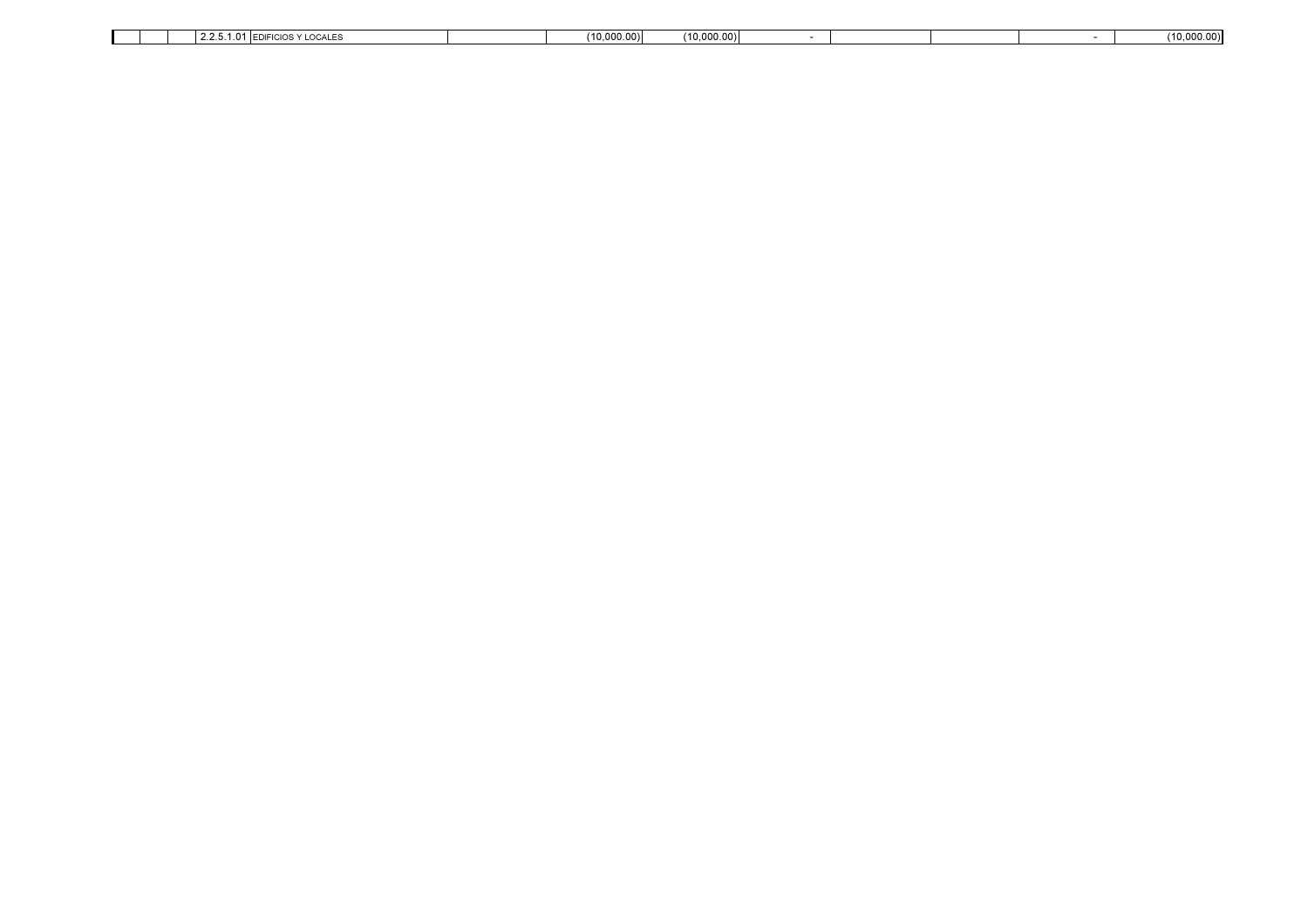| | | | | | | | | | | | | |
|---|---|---|---|---|---|---|---|---|---|---|---|---|
| | | | 2.2.5.1.01 | EDIFICIOS Y LOCALES | | (10,000.00) | (10,000.00) | - | | | - | (10,000.00) |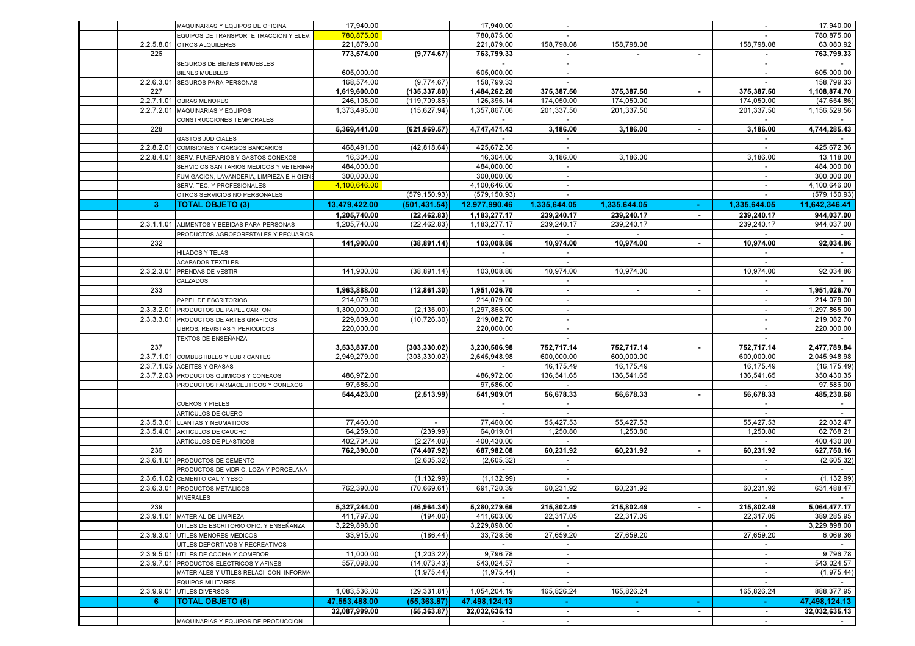| | | | | | | | | | |
|---|---|---|---|---|---|---|---|---|---|
| | MAQUINARIAS Y EQUIPOS DE OFICINA | 17,940.00 | | 17,940.00 | - | | | - | 17,940.00 |
| | EQUIPOS DE TRANSPORTE TRACCION Y ELEV. | 780,875.00 | | 780,875.00 | - | | | - | 780,875.00 |
| 2.2.5.8.01 | OTROS ALQUILERES | 221,879.00 | | 221,879.00 | 158,798.08 | 158,798.08 | | 158,798.08 | 63,080.92 |
| 226 | | **773,574.00** | **(9,774.67)** | **763,799.33** | **-** | **-** | **-** | **-** | **763,799.33** |
| | SEGUROS DE BIENES INMUEBLES | | | - | - | | | - | - |
| | BIENES MUEBLES | 605,000.00 | | 605,000.00 | - | | | - | 605,000.00 |
| 2.2.6.3.01 | SEGUROS PARA PERSONAS | 168,574.00 | (9,774.67) | 158,799.33 | - | | | - | 158,799.33 |
| 227 | | **1,619,600.00** | **(135,337.80)** | **1,484,262.20** | **375,387.50** | **375,387.50** | **-** | **375,387.50** | **1,108,874.70** |
| 2.2.7.1.01 | OBRAS MENORES | 246,105.00 | (119,709.86) | 126,395.14 | 174,050.00 | 174,050.00 | | 174,050.00 | (47,654.86) |
| 2.2.7.2.01 | MAQUINARIAS Y EQUIPOS | 1,373,495.00 | (15,627.94) | 1,357,867.06 | 201,337.50 | 201,337.50 | | 201,337.50 | 1,156,529.56 |
| | CONSTRUCCIONES TEMPORALES | | | - | - | | | - | - |
| 228 | | **5,369,441.00** | **(621,969.57)** | **4,747,471.43** | **3,186.00** | **3,186.00** | **-** | **3,186.00** | **4,744,285.43** |
| | GASTOS JUDICIALES | | | - | - | | | - | - |
| 2.2.8.2.01 | COMISIONES Y CARGOS BANCARIOS | 468,491.00 | (42,818.64) | 425,672.36 | - | | | - | 425,672.36 |
| 2.2.8.4.01 | SERV. FUNERARIOS Y GASTOS CONEXOS | 16,304.00 | | 16,304.00 | 3,186.00 | 3,186.00 | | 3,186.00 | 13,118.00 |
| | SERVICIOS SANITARIOS MEDICOS Y VETERINAR | 484,000.00 | | 484,000.00 | - | | | - | 484,000.00 |
| | FUMIGACION, LAVANDERIA, LIMPIEZA E HIGIENE | 300,000.00 | | 300,000.00 | - | | | - | 300,000.00 |
| | SERV. TEC. Y PROFESIONALES | 4,100,646.00 | | 4,100,646.00 | - | | | - | 4,100,646.00 |
| | OTROS SERVICIOS NO PERSONALES | | (579,150.93) | (579,150.93) | - | | | - | (579,150.93) |
| **3** | **TOTAL OBJETO (3)** | **13,479,422.00** | **(501,431.54)** | **12,977,990.46** | **1,335,644.05** | **1,335,644.05** | **-** | **1,335,644.05** | **11,642,346.41** |
| | | **1,205,740.00** | **(22,462.83)** | **1,183,277.17** | **239,240.17** | **239,240.17** | **-** | **239,240.17** | **944,037.00** |
| 2.3.1.1.01 | ALIMENTOS Y BEBIDAS PARA PERSONAS | 1,205,740.00 | (22,462.83) | 1,183,277.17 | 239,240.17 | 239,240.17 | | 239,240.17 | 944,037.00 |
| | PRODUCTOS AGROFORESTALES Y PECUARIOS | | | - | - | - | | - | - |
| 232 | | **141,900.00** | **(38,891.14)** | **103,008.86** | **10,974.00** | **10,974.00** | **-** | **10,974.00** | **92,034.86** |
| | HILADOS Y TELAS | | | - | - | | | - | - |
| | ACABADOS TEXTILES | | | - | - | | | - | - |
| 2.3.2.3.01 | PRENDAS DE VESTIR | 141,900.00 | (38,891.14) | 103,008.86 | 10,974.00 | 10,974.00 | | 10,974.00 | 92,034.86 |
| | CALZADOS | | | - | - | | | - | - |
| 233 | | **1,963,888.00** | **(12,861.30)** | **1,951,026.70** | **-** | **-** | **-** | **-** | **1,951,026.70** |
| | PAPEL DE ESCRITORIOS | 214,079.00 | | 214,079.00 | - | | | - | 214,079.00 |
| 2.3.3.2.01 | PRODUCTOS DE PAPEL CARTON | 1,300,000.00 | (2,135.00) | 1,297,865.00 | - | | | - | 1,297,865.00 |
| 2.3.3.3.01 | PRODUCTOS DE ARTES GRAFICOS | 229,809.00 | (10,726.30) | 219,082.70 | - | | | - | 219,082.70 |
| | LIBROS, REVISTAS Y PERIODICOS | 220,000.00 | | 220,000.00 | - | | | - | 220,000.00 |
| | TEXTOS DE ENSEÑANZA | | | - | - | | | - | - |
| 237 | | **3,533,837.00** | **(303,330.02)** | **3,230,506.98** | **752,717.14** | **752,717.14** | **-** | **752,717.14** | **2,477,789.84** |
| 2.3.7.1.01 | COMBUSTIBLES Y LUBRICANTES | 2,949,279.00 | (303,330.02) | 2,645,948.98 | 600,000.00 | 600,000.00 | | 600,000.00 | 2,045,948.98 |
| 2.3.7.1.05 | ACEITES Y GRASAS | | | - | 16,175.49 | 16,175.49 | | 16,175.49 | (16,175.49) |
| 2.3.7.2.03 | PRODUCTOS QUIMICOS Y CONEXOS | 486,972.00 | | 486,972.00 | 136,541.65 | 136,541.65 | | 136,541.65 | 350,430.35 |
| | PRODUCTOS FARMACEUTICOS Y CONEXOS | 97,586.00 | | 97,586.00 | - | | | - | 97,586.00 |
| | | **544,423.00** | **(2,513.99)** | **541,909.01** | **56,678.33** | **56,678.33** | **-** | **56,678.33** | **485,230.68** |
| | CUEROS Y PIELES | | | - | - | | | - | - |
| | ARTICULOS DE CUERO | | | - | - | | | - | - |
| 2.3.5.3.01 | LLANTAS Y NEUMATICOS | 77,460.00 | - | 77,460.00 | 55,427.53 | 55,427.53 | | 55,427.53 | 22,032.47 |
| 2.3.5.4.01 | ARTICULOS DE CAUCHO | 64,259.00 | (239.99) | 64,019.01 | 1,250.80 | 1,250.80 | | 1,250.80 | 62,768.21 |
| | ARTICULOS DE PLASTICOS | 402,704.00 | (2,274.00) | 400,430.00 | - | | | - | 400,430.00 |
| 236 | | **762,390.00** | **(74,407.92)** | **687,982.08** | **60,231.92** | **60,231.92** | **-** | **60,231.92** | **627,750.16** |
| 2.3.6.1.01 | PRODUCTOS DE CEMENTO | | (2,605.32) | (2,605.32) | - | | | - | (2,605.32) |
| | PRODUCTOS DE VIDRIO, LOZA Y PORCELANA | | | - | - | | | - | - |
| 2.3.6.1.02 | CEMENTO CAL Y YESO | | (1,132.99) | (1,132.99) | - | | | - | (1,132.99) |
| 2.3.6.3.01 | PRODUCTOS METALICOS | 762,390.00 | (70,669.61) | 691,720.39 | 60,231.92 | 60,231.92 | | 60,231.92 | 631,488.47 |
| | MINERALES | | | - | - | | | - | - |
| 239 | | **5,327,244.00** | **(46,964.34)** | **5,280,279.66** | **215,802.49** | **215,802.49** | **-** | **215,802.49** | **5,064,477.17** |
| 2.3.9.1.01 | MATERIAL DE LIMPIEZA | 411,797.00 | (194.00) | 411,603.00 | 22,317.05 | 22,317.05 | | 22,317.05 | 389,285.95 |
| | UTILES DE ESCRITORIO OFIC. Y ENSEÑANZA | 3,229,898.00 | | 3,229,898.00 | - | | | - | 3,229,898.00 |
| 2.3.9.3.01 | UTILES MENORES MEDICOS | 33,915.00 | (186.44) | 33,728.56 | 27,659.20 | 27,659.20 | | 27,659.20 | 6,069.36 |
| | UITLES DEPORTIVOS Y RECREATIVOS | | | - | - | | | - | - |
| 2.3.9.5.01 | UTILES DE COCINA Y COMEDOR | 11,000.00 | (1,203.22) | 9,796.78 | - | | | - | 9,796.78 |
| 2.3.9.7.01 | PRODUCTOS ELECTRICOS Y AFINES | 557,098.00 | (14,073.43) | 543,024.57 | - | | | - | 543,024.57 |
| | MATERIALES Y UTILES RELACI. CON INFORMA | | (1,975.44) | (1,975.44) | - | | | - | (1,975.44) |
| | EQUIPOS MILITARES | | | - | - | | | - | - |
| 2.3.9.9.01 | UTILES DIVERSOS | 1,083,536.00 | (29,331.81) | 1,054,204.19 | 165,826.24 | 165,826.24 | | 165,826.24 | 888,377.95 |
| **6** | **TOTAL OBJETO (6)** | **47,553,488.00** | **(55,363.87)** | **47,498,124.13** | **-** | **-** | **-** | **-** | **47,498,124.13** |
| | | **32,087,999.00** | **(55,363.87)** | **32,032,635.13** | **-** | **-** | **-** | **-** | **32,032,635.13** |
| | MAQUINARIAS Y EQUIPOS DE PRODUCCION | | | - | - | | | - | - |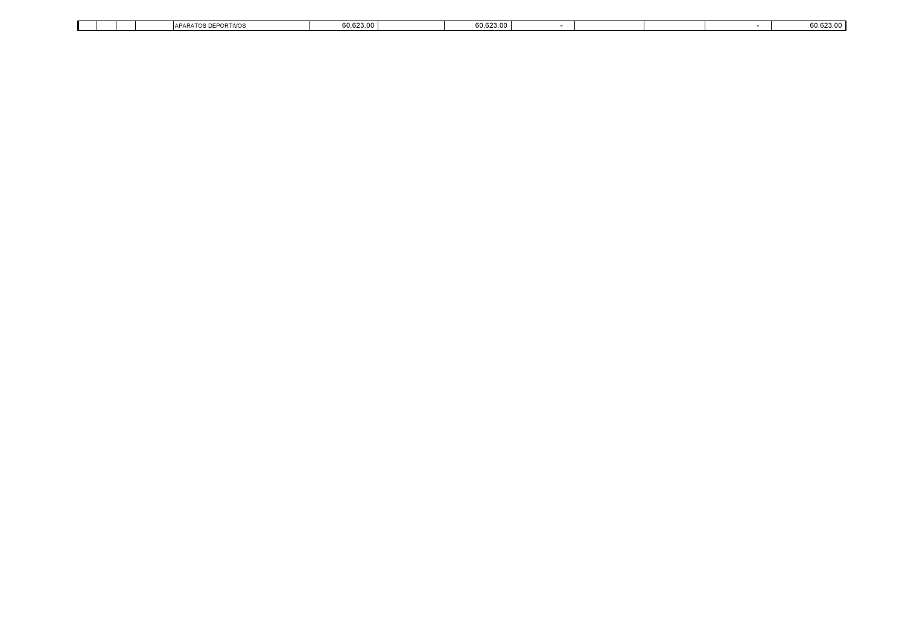|  |  |  |  |  |  |  |  |  |  |  |  |
|---|---|---|---|---|---|---|---|---|---|---|---|
|  |  |  | APARATOS DEPORTIVOS | 60,623.00 |  | 60,623.00 | - |  |  | - | 60,623.00 |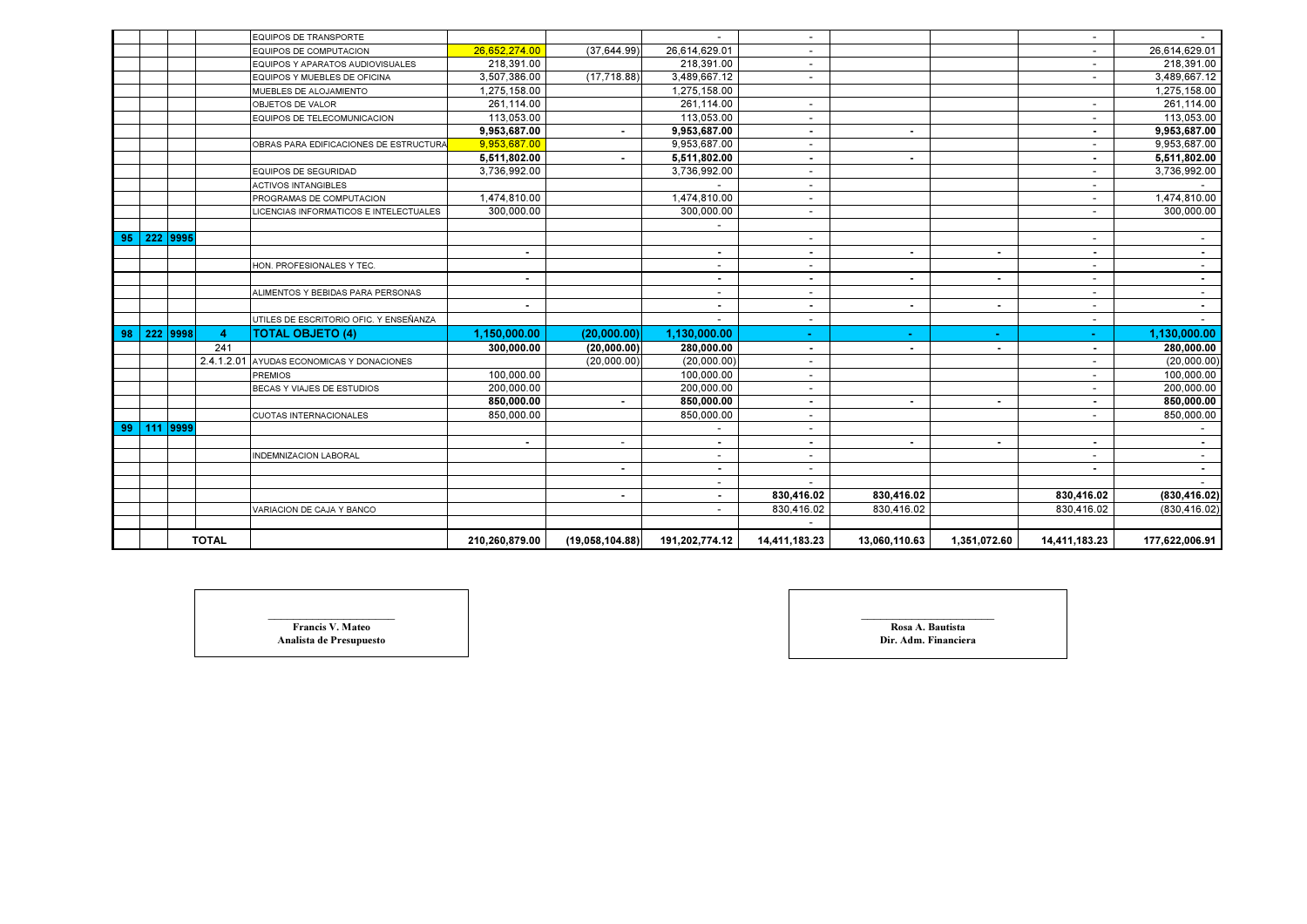| | | | | | | | | | | | | |
|---|---|---|---|---|---|---|---|---|---|---|---|---|
| | | | | EQUIPOS DE TRANSPORTE | | | - | - | | | - | - |
| | | | | EQUIPOS DE COMPUTACION | 26,652,274.00 | (37,644.99) | 26,614,629.01 | - | | | - | 26,614,629.01 |
| | | | | EQUIPOS Y APARATOS AUDIOVISUALES | 218,391.00 | | 218,391.00 | - | | | - | 218,391.00 |
| | | | | EQUIPOS Y MUEBLES DE OFICINA | 3,507,386.00 | (17,718.88) | 3,489,667.12 | - | | | - | 3,489,667.12 |
| | | | | MUEBLES DE ALOJAMIENTO | 1,275,158.00 | | 1,275,158.00 | | | | | 1,275,158.00 |
| | | | | OBJETOS DE VALOR | 261,114.00 | | 261,114.00 | - | | | - | 261,114.00 |
| | | | | EQUIPOS DE TELECOMUNICACION | 113,053.00 | | 113,053.00 | - | | | - | 113,053.00 |
| | | | | | **9,953,687.00** | **-** | **9,953,687.00** | **-** | **-** | | **-** | **9,953,687.00** |
| | | | | OBRAS PARA EDIFICACIONES DE ESTRUCTURA | 9,953,687.00 | | 9,953,687.00 | - | | | - | 9,953,687.00 |
| | | | | | **5,511,802.00** | **-** | **5,511,802.00** | **-** | **-** | | **-** | **5,511,802.00** |
| | | | | EQUIPOS DE SEGURIDAD | 3,736,992.00 | | 3,736,992.00 | - | | | - | 3,736,992.00 |
| | | | | ACTIVOS INTANGIBLES | | | - | - | | | - | - |
| | | | | PROGRAMAS DE COMPUTACION | 1,474,810.00 | | 1,474,810.00 | - | | | - | 1,474,810.00 |
| | | | | LICENCIAS INFORMATICOS E INTELECTUALES | 300,000.00 | | 300,000.00 | - | | | - | 300,000.00 |
| | | | | | | | - | | | | | |
| 95 | 222 | 9995 | | | | | | - | | | - | - |
| | | | | | **-** | | **-** | **-** | **-** | **-** | **-** | **-** |
| | | | | HON. PROFESIONALES Y TEC. | | | - | - | | | - | - |
| | | | | | **-** | | **-** | **-** | **-** | **-** | **-** | **-** |
| | | | | ALIMENTOS Y BEBIDAS PARA PERSONAS | | | - | - | | | - | - |
| | | | | | **-** | | **-** | **-** | **-** | **-** | - | **-** |
| | | | | UTILES DE ESCRITORIO OFIC. Y ENSEÑANZA | | | - | - | | | - | - |
| **98** | **222** | **9998** | **4** | **TOTAL OBJETO (4)** | **1,150,000.00** | **(20,000.00)** | **1,130,000.00** | **-** | **-** | **-** | **-** | **1,130,000.00** |
| | | | 241 | | **300,000.00** | **(20,000.00)** | **280,000.00** | **-** | **-** | **-** | **-** | **280,000.00** |
| | | | 2.4.1.2.01 | AYUDAS ECONOMICAS Y DONACIONES | | (20,000.00) | (20,000.00) | - | | | - | (20,000.00) |
| | | | | PREMIOS | 100,000.00 | | 100,000.00 | - | | | - | 100,000.00 |
| | | | | BECAS Y VIAJES DE ESTUDIOS | 200,000.00 | | 200,000.00 | - | | | - | 200,000.00 |
| | | | | | **850,000.00** | **-** | **850,000.00** | **-** | **-** | **-** | **-** | **850,000.00** |
| | | | | CUOTAS INTERNACIONALES | 850,000.00 | | 850,000.00 | - | | | - | 850,000.00 |
| **99** | **111** | **9999** | | | | | - | - | | | | - |
| | | | | | **-** | - | **-** | **-** | **-** | **-** | **-** | **-** |
| | | | | INDEMNIZACION LABORAL | | | - | - | | | - | - |
| | | | | | | **-** | **-** | **-** | | | **-** | **-** |
| | | | | | | | - | - | | | | - |
| | | | | | | **-** | **-** | **830,416.02** | **830,416.02** | | **830,416.02** | **(830,416.02)** |
| | | | | VARIACION DE CAJA Y BANCO | | | - | 830,416.02 | 830,416.02 | | 830,416.02 | (830,416.02) |
| | | | | | | | | - | | | | |
| | | **TOTAL** | | | **210,260,879.00** | **(19,058,104.88)** | **191,202,774.12** | **14,411,183.23** | **13,060,110.63** | **1,351,072.60** | **14,411,183.23** | **177,622,006.91** |

**Francis V. Mateo**
**Analista de Presupuesto**

**Rosa A. Bautista**
**Dir. Adm. Financiera**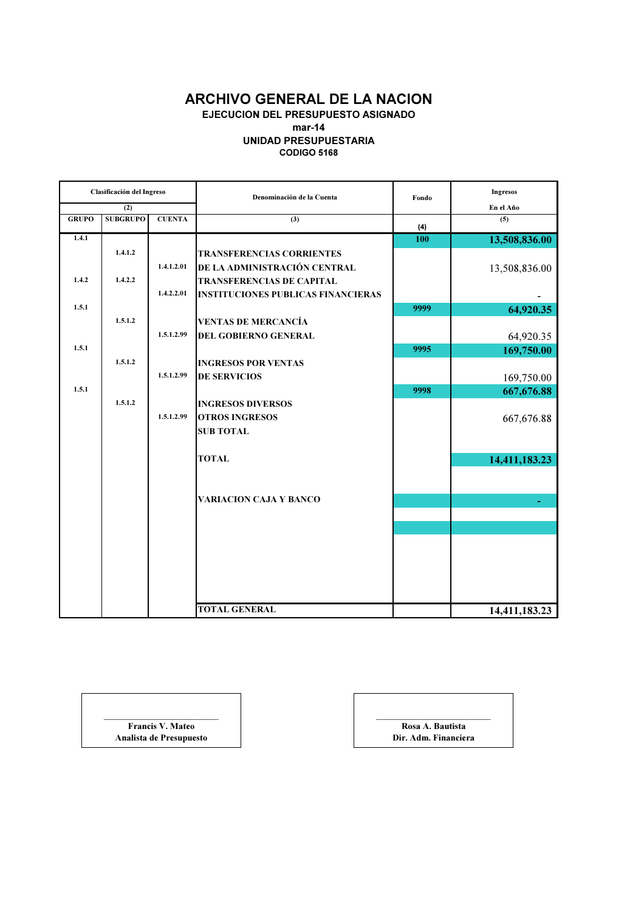# ARCHIVO GENERAL DE LA NACION

**EJECUCION DEL PRESUPUESTO ASIGNADO**

**mar-14**

**UNIDAD PRESUPUESTARIA**

**CODIGO 5168**

| Clasificación del Ingreso | | | Denominación de la Cuenta | Fondo | Ingresos En el Año |
|---|---|---|---|---|---|
| (2) | | | | | |
| GRUPO | SUBGRUPO | CUENTA | (3) | (4) | (5) |
| 1.4.1 | | | | 100 | 13,508,836.00 |
| | 1.4.1.2 | | TRANSFERENCIAS CORRIENTES | | |
| | | 1.4.1.2.01 | DE LA ADMINISTRACIÓN CENTRAL | | 13,508,836.00 |
| 1.4.2 | 1.4.2.2 | | TRANSFERENCIAS DE CAPITAL | | |
| | | 1.4.2.2.01 | INSTITUCIONES PUBLICAS FINANCIERAS | | - |
| 1.5.1 | | | | 9999 | 64,920.35 |
| | 1.5.1.2 | | VENTAS DE MERCANCÍA | | |
| | | 1.5.1.2.99 | DEL GOBIERNO GENERAL | | 64,920.35 |
| 1.5.1 | | | | 9995 | 169,750.00 |
| | 1.5.1.2 | | INGRESOS POR VENTAS | | |
| | | 1.5.1.2.99 | DE SERVICIOS | | 169,750.00 |
| 1.5.1 | | | | 9998 | 667,676.88 |
| | 1.5.1.2 | | INGRESOS DIVERSOS | | |
| | | 1.5.1.2.99 | OTROS INGRESOS | | 667,676.88 |
| | | | SUB TOTAL | | |
| | | | TOTAL | | 14,411,183.23 |
| | | | VARIACION CAJA Y BANCO | | - |
| | | | TOTAL GENERAL | | 14,411,183.23 |

**Francis V. Mateo**
**Analista de Presupuesto**

**Rosa A. Bautista**
**Dir. Adm. Financiera**